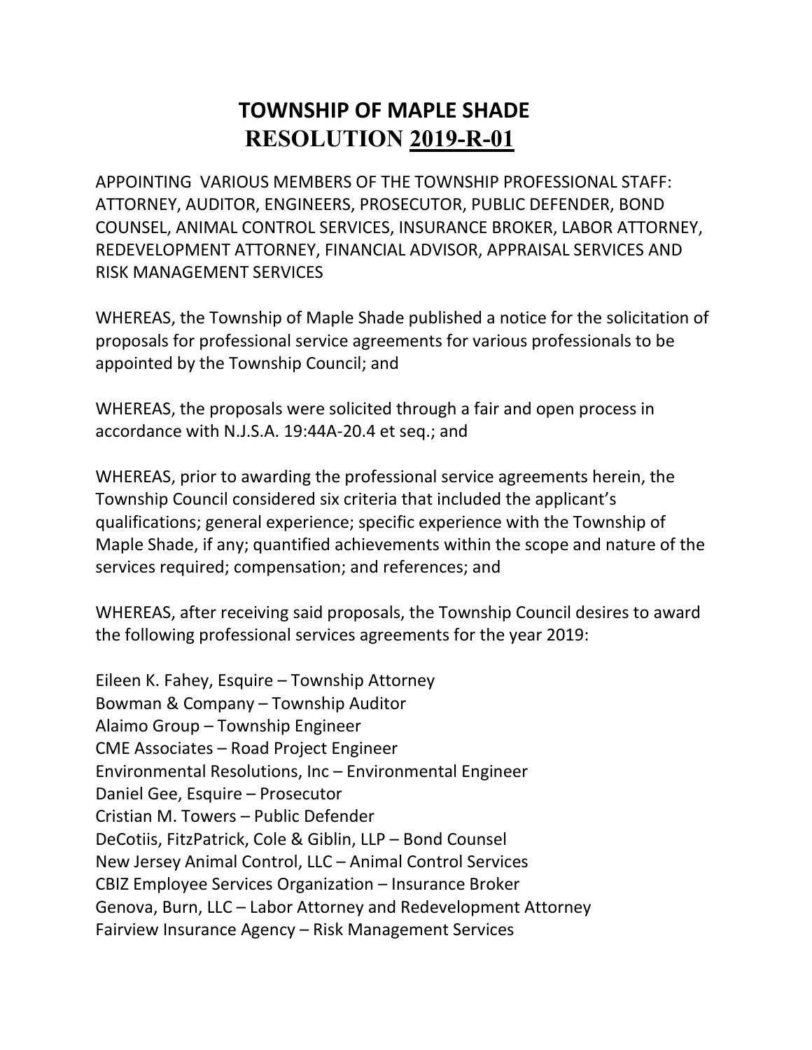# TOWNSHIP OF MAPLE SHADE
# RESOLUTION 2019-R-01

APPOINTING VARIOUS MEMBERS OF THE TOWNSHIP PROFESSIONAL STAFF: ATTORNEY, AUDITOR, ENGINEERS, PROSECUTOR, PUBLIC DEFENDER, BOND COUNSEL, ANIMAL CONTROL SERVICES, INSURANCE BROKER, LABOR ATTORNEY, REDEVELOPMENT ATTORNEY, FINANCIAL ADVISOR, APPRAISAL SERVICES AND RISK MANAGEMENT SERVICES

WHEREAS, the Township of Maple Shade published a notice for the solicitation of proposals for professional service agreements for various professionals to be appointed by the Township Council; and

WHEREAS, the proposals were solicited through a fair and open process in accordance with N.J.S.A. 19:44A-20.4 et seq.; and

WHEREAS, prior to awarding the professional service agreements herein, the Township Council considered six criteria that included the applicant's qualifications; general experience; specific experience with the Township of Maple Shade, if any; quantified achievements within the scope and nature of the services required; compensation; and references; and

WHEREAS, after receiving said proposals, the Township Council desires to award the following professional services agreements for the year 2019:

Eileen K. Fahey, Esquire – Township Attorney
Bowman & Company – Township Auditor
Alaimo Group – Township Engineer
CME Associates – Road Project Engineer
Environmental Resolutions, Inc – Environmental Engineer
Daniel Gee, Esquire – Prosecutor
Cristian M. Towers – Public Defender
DeCotiis, FitzPatrick, Cole & Giblin, LLP – Bond Counsel
New Jersey Animal Control, LLC – Animal Control Services
CBIZ Employee Services Organization – Insurance Broker
Genova, Burn, LLC – Labor Attorney and Redevelopment Attorney
Fairview Insurance Agency – Risk Management Services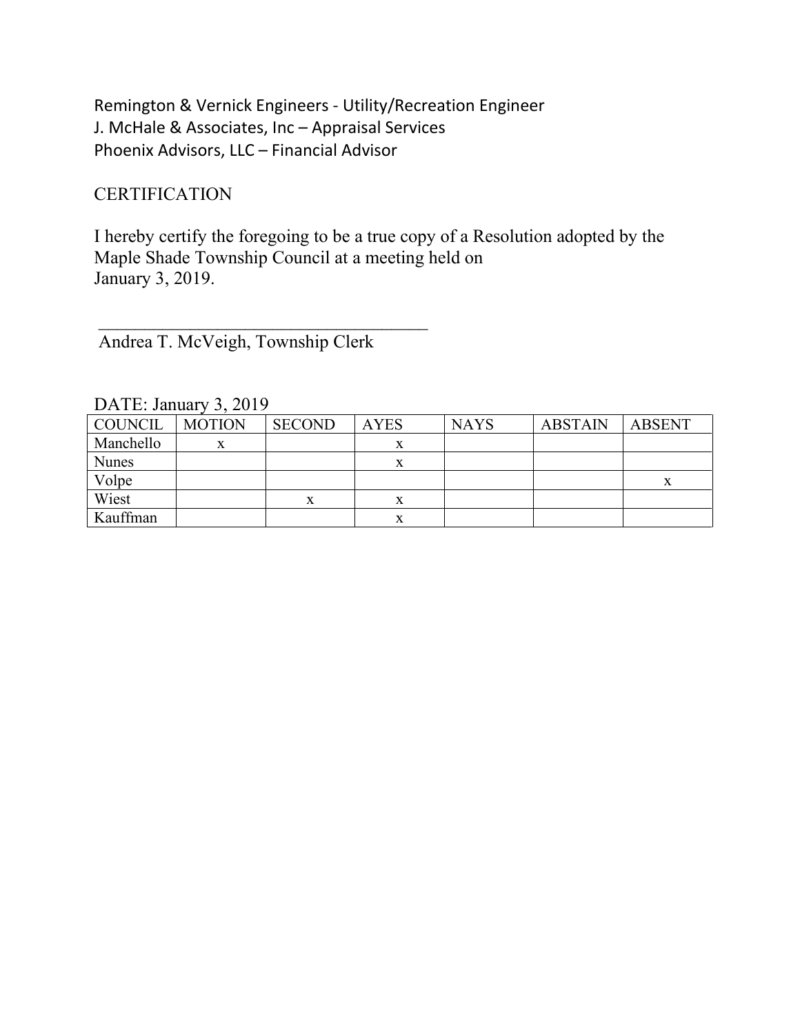Remington & Vernick Engineers - Utility/Recreation Engineer
J. McHale & Associates, Inc – Appraisal Services
Phoenix Advisors, LLC – Financial Advisor

CERTIFICATION

I hereby certify the foregoing to be a true copy of a Resolution adopted by the Maple Shade Township Council at a meeting held on January 3, 2019.

_____________________________________
Andrea T. McVeigh, Township Clerk

DATE: January 3, 2019

| COUNCIL | MOTION | SECOND | AYES | NAYS | ABSTAIN | ABSENT |
|---|---|---|---|---|---|---|
| Manchello | x | | x | | | |
| Nunes | | | x | | | |
| Volpe | | | | | | x |
| Wiest | | x | x | | | |
| Kauffman | | | x | | | |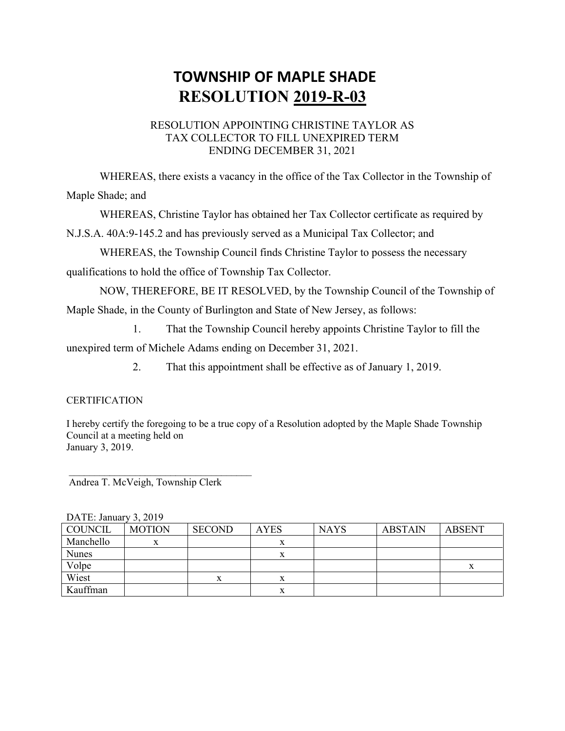# TOWNSHIP OF MAPLE SHADE
# RESOLUTION <u>2019-R-03</u>

RESOLUTION APPOINTING CHRISTINE TAYLOR AS TAX COLLECTOR TO FILL UNEXPIRED TERM ENDING DECEMBER 31, 2021

WHEREAS, there exists a vacancy in the office of the Tax Collector in the Township of Maple Shade; and

WHEREAS, Christine Taylor has obtained her Tax Collector certificate as required by N.J.S.A. 40A:9-145.2 and has previously served as a Municipal Tax Collector; and

WHEREAS, the Township Council finds Christine Taylor to possess the necessary qualifications to hold the office of Township Tax Collector.

NOW, THEREFORE, BE IT RESOLVED, by the Township Council of the Township of Maple Shade, in the County of Burlington and State of New Jersey, as follows:

1. That the Township Council hereby appoints Christine Taylor to fill the unexpired term of Michele Adams ending on December 31, 2021.

2. That this appointment shall be effective as of January 1, 2019.

CERTIFICATION

I hereby certify the foregoing to be a true copy of a Resolution adopted by the Maple Shade Township Council at a meeting held on
January 3, 2019.

\_\_\_\_\_\_\_\_\_\_\_\_\_\_\_\_\_\_\_\_\_\_\_\_\_\_\_\_\_\_\_\_\_\_\_\_
Andrea T. McVeigh, Township Clerk

DATE: January 3, 2019

| COUNCIL | MOTION | SECOND | AYES | NAYS | ABSTAIN | ABSENT |
|---|---|---|---|---|---|---|
| Manchello | x | | x | | | |
| Nunes | | | x | | | |
| Volpe | | | | | | x |
| Wiest | | x | x | | | |
| Kauffman | | | x | | | |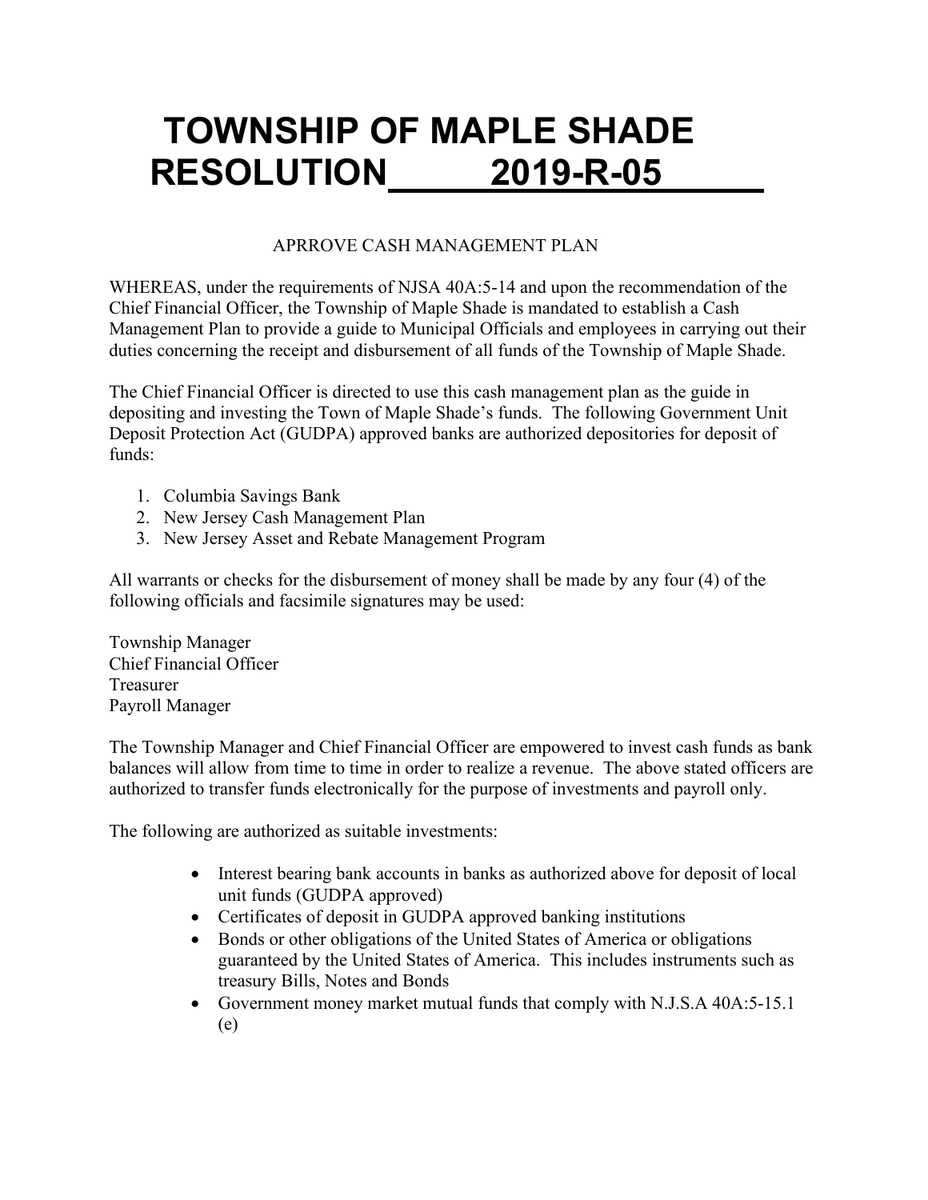# TOWNSHIP OF MAPLE SHADE
# RESOLUTION 2019-R-05

APRROVE CASH MANAGEMENT PLAN

WHEREAS, under the requirements of NJSA 40A:5-14 and upon the recommendation of the Chief Financial Officer, the Township of Maple Shade is mandated to establish a Cash Management Plan to provide a guide to Municipal Officials and employees in carrying out their duties concerning the receipt and disbursement of all funds of the Township of Maple Shade.

The Chief Financial Officer is directed to use this cash management plan as the guide in depositing and investing the Town of Maple Shade's funds. The following Government Unit Deposit Protection Act (GUDPA) approved banks are authorized depositories for deposit of funds:

1. Columbia Savings Bank
2. New Jersey Cash Management Plan
3. New Jersey Asset and Rebate Management Program

All warrants or checks for the disbursement of money shall be made by any four (4) of the following officials and facsimile signatures may be used:

Township Manager
Chief Financial Officer
Treasurer
Payroll Manager

The Township Manager and Chief Financial Officer are empowered to invest cash funds as bank balances will allow from time to time in order to realize a revenue. The above stated officers are authorized to transfer funds electronically for the purpose of investments and payroll only.

The following are authorized as suitable investments:

- Interest bearing bank accounts in banks as authorized above for deposit of local unit funds (GUDPA approved)
- Certificates of deposit in GUDPA approved banking institutions
- Bonds or other obligations of the United States of America or obligations guaranteed by the United States of America. This includes instruments such as treasury Bills, Notes and Bonds
- Government money market mutual funds that comply with N.J.S.A 40A:5-15.1 (e)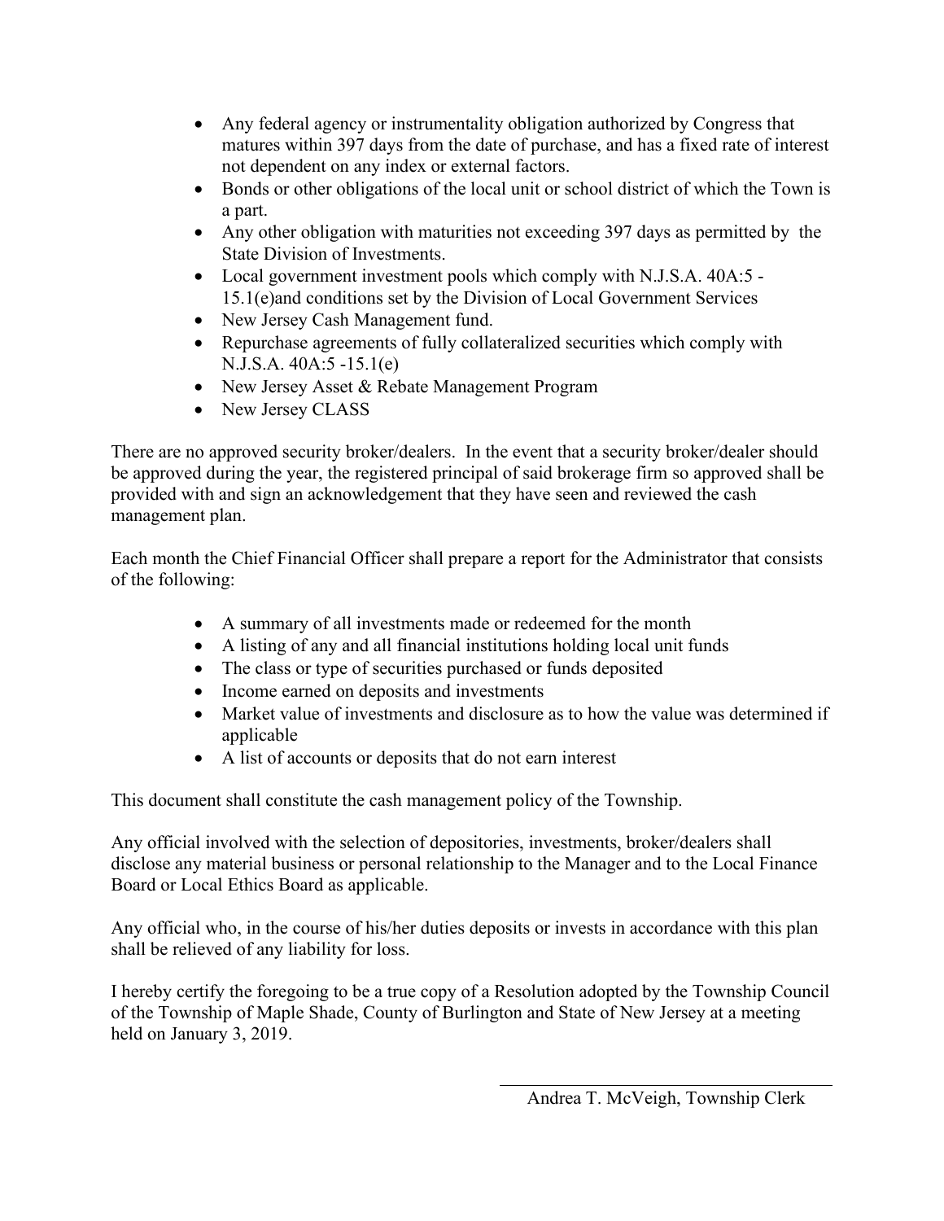- Any federal agency or instrumentality obligation authorized by Congress that matures within 397 days from the date of purchase, and has a fixed rate of interest not dependent on any index or external factors.
- Bonds or other obligations of the local unit or school district of which the Town is a part.
- Any other obligation with maturities not exceeding 397 days as permitted by the State Division of Investments.
- Local government investment pools which comply with N.J.S.A. 40A:5 -15.1(e)and conditions set by the Division of Local Government Services
- New Jersey Cash Management fund.
- Repurchase agreements of fully collateralized securities which comply with N.J.S.A. 40A:5 -15.1(e)
- New Jersey Asset & Rebate Management Program
- New Jersey CLASS

There are no approved security broker/dealers. In the event that a security broker/dealer should be approved during the year, the registered principal of said brokerage firm so approved shall be provided with and sign an acknowledgement that they have seen and reviewed the cash management plan.

Each month the Chief Financial Officer shall prepare a report for the Administrator that consists of the following:

- A summary of all investments made or redeemed for the month
- A listing of any and all financial institutions holding local unit funds
- The class or type of securities purchased or funds deposited
- Income earned on deposits and investments
- Market value of investments and disclosure as to how the value was determined if applicable
- A list of accounts or deposits that do not earn interest

This document shall constitute the cash management policy of the Township.

Any official involved with the selection of depositories, investments, broker/dealers shall disclose any material business or personal relationship to the Manager and to the Local Finance Board or Local Ethics Board as applicable.

Any official who, in the course of his/her duties deposits or invests in accordance with this plan shall be relieved of any liability for loss.

I hereby certify the foregoing to be a true copy of a Resolution adopted by the Township Council of the Township of Maple Shade, County of Burlington and State of New Jersey at a meeting held on January 3, 2019.

Andrea T. McVeigh, Township Clerk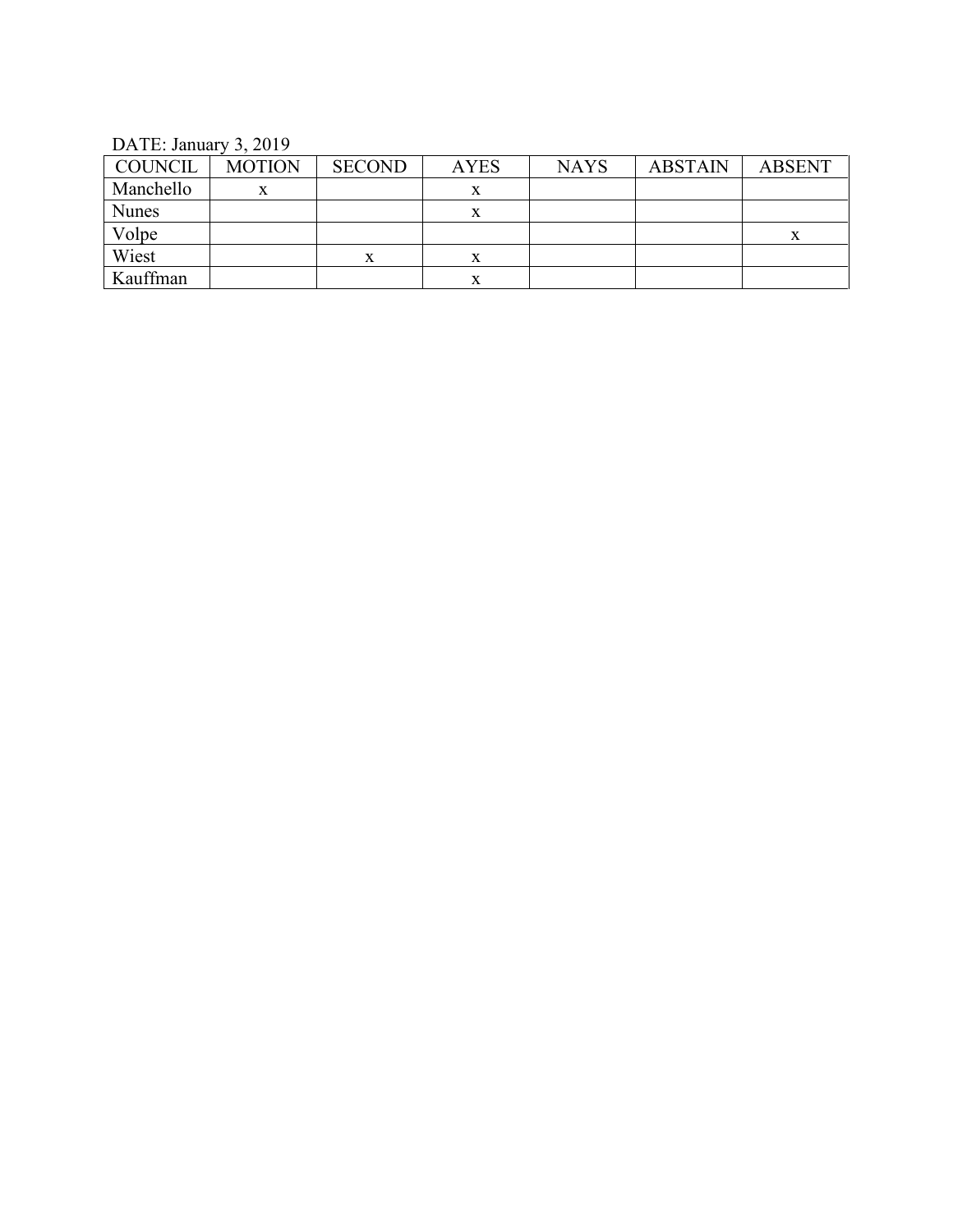DATE: January 3, 2019

| COUNCIL | MOTION | SECOND | AYES | NAYS | ABSTAIN | ABSENT |
| --- | --- | --- | --- | --- | --- | --- |
| Manchello | x | | x | | | |
| Nunes | | | x | | | |
| Volpe | | | | | | x |
| Wiest | | x | x | | | |
| Kauffman | | | x | | | |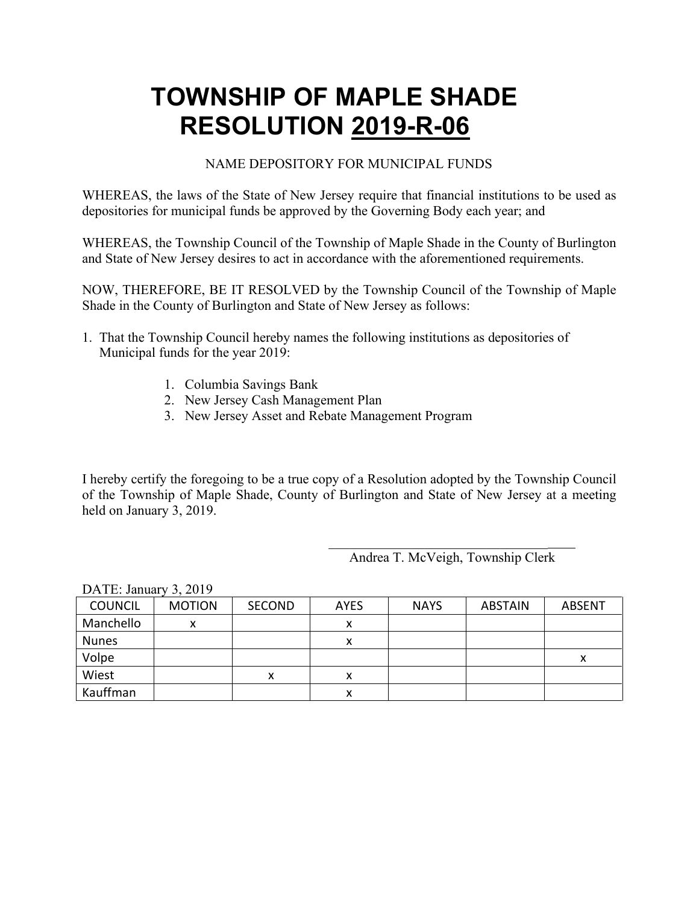# TOWNSHIP OF MAPLE SHADE
# RESOLUTION 2019-R-06

NAME DEPOSITORY FOR MUNICIPAL FUNDS

WHEREAS, the laws of the State of New Jersey require that financial institutions to be used as depositories for municipal funds be approved by the Governing Body each year; and

WHEREAS, the Township Council of the Township of Maple Shade in the County of Burlington and State of New Jersey desires to act in accordance with the aforementioned requirements.

NOW, THEREFORE, BE IT RESOLVED by the Township Council of the Township of Maple Shade in the County of Burlington and State of New Jersey as follows:

1. That the Township Council hereby names the following institutions as depositories of Municipal funds for the year 2019:

    1. Columbia Savings Bank
    2. New Jersey Cash Management Plan
    3. New Jersey Asset and Rebate Management Program

I hereby certify the foregoing to be a true copy of a Resolution adopted by the Township Council of the Township of Maple Shade, County of Burlington and State of New Jersey at a meeting held on January 3, 2019.

Andrea T. McVeigh, Township Clerk

DATE: January 3, 2019

| COUNCIL | MOTION | SECOND | AYES | NAYS | ABSTAIN | ABSENT |
|---|---|---|---|---|---|---|
| Manchello | x | | x | | | |
| Nunes | | | x | | | |
| Volpe | | | | | | x |
| Wiest | | x | x | | | |
| Kauffman | | | x | | | |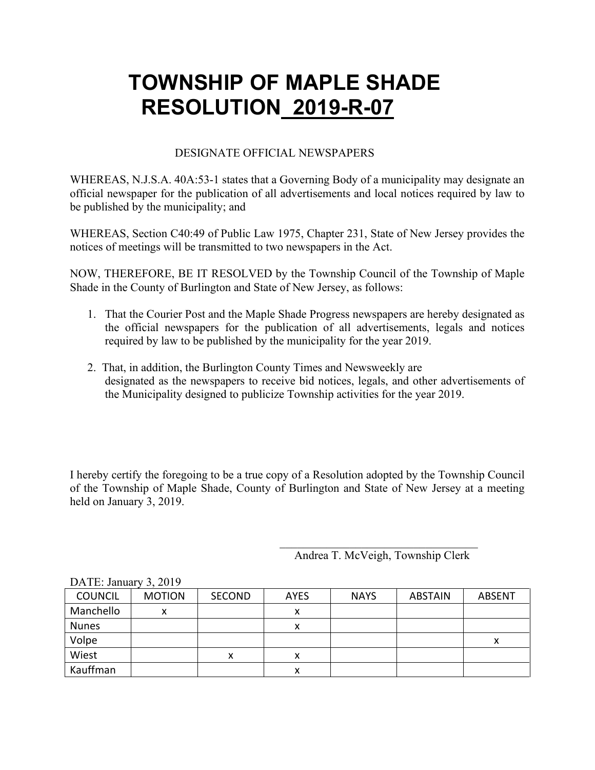# TOWNSHIP OF MAPLE SHADE
# RESOLUTION 2019-R-07

DESIGNATE OFFICIAL NEWSPAPERS

WHEREAS, N.J.S.A. 40A:53-1 states that a Governing Body of a municipality may designate an official newspaper for the publication of all advertisements and local notices required by law to be published by the municipality; and

WHEREAS, Section C40:49 of Public Law 1975, Chapter 231, State of New Jersey provides the notices of meetings will be transmitted to two newspapers in the Act.

NOW, THEREFORE, BE IT RESOLVED by the Township Council of the Township of Maple Shade in the County of Burlington and State of New Jersey, as follows:

1. That the Courier Post and the Maple Shade Progress newspapers are hereby designated as the official newspapers for the publication of all advertisements, legals and notices required by law to be published by the municipality for the year 2019.

2. That, in addition, the Burlington County Times and Newsweekly are designated as the newspapers to receive bid notices, legals, and other advertisements of the Municipality designed to publicize Township activities for the year 2019.

I hereby certify the foregoing to be a true copy of a Resolution adopted by the Township Council of the Township of Maple Shade, County of Burlington and State of New Jersey at a meeting held on January 3, 2019.

\_\_\_\_\_\_\_\_\_\_\_\_\_\_\_\_\_\_\_\_\_\_\_\_\_\_\_\_\_\_\_\_\_\_\_

Andrea T. McVeigh, Township Clerk

DATE: January 3, 2019

| COUNCIL | MOTION | SECOND | AYES | NAYS | ABSTAIN | ABSENT |
|---|---|---|---|---|---|---|
| Manchello | x | | x | | | |
| Nunes | | | x | | | |
| Volpe | | | | | | x |
| Wiest | | x | x | | | |
| Kauffman | | | x | | | |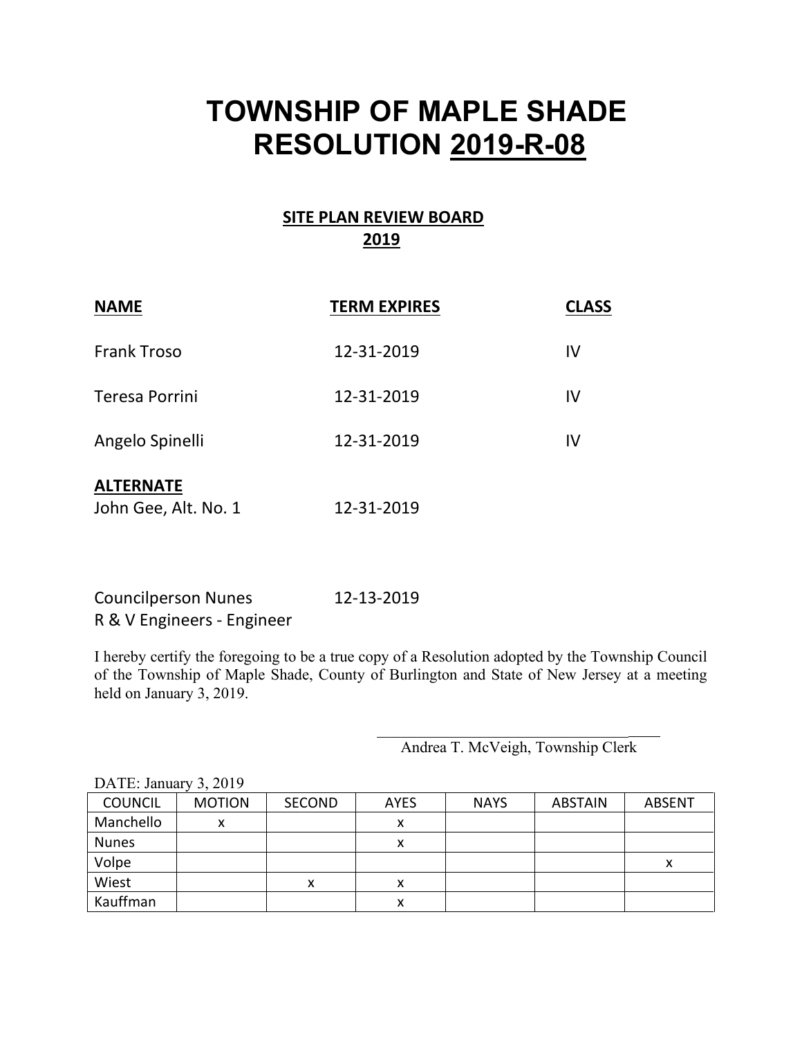# TOWNSHIP OF MAPLE SHADE
# RESOLUTION 2019-R-08

## SITE PLAN REVIEW BOARD
## 2019

| NAME | TERM EXPIRES | CLASS |
|---|---|---|
| Frank Troso | 12-31-2019 | IV |
| Teresa Porrini | 12-31-2019 | IV |
| Angelo Spinelli | 12-31-2019 | IV |

**ALTERNATE**

John Gee, Alt. No. 1 — 12-31-2019

Councilperson Nunes — 12-13-2019

R & V Engineers - Engineer

I hereby certify the foregoing to be a true copy of a Resolution adopted by the Township Council of the Township of Maple Shade, County of Burlington and State of New Jersey at a meeting held on January 3, 2019.

\_\_\_\_\_\_\_\_\_\_\_\_\_\_\_\_\_\_\_\_\_\_\_\_\_\_\_\_\_\_\_\_\_\_\_\_

Andrea T. McVeigh, Township Clerk

DATE: January 3, 2019

| COUNCIL | MOTION | SECOND | AYES | NAYS | ABSTAIN | ABSENT |
|---|---|---|---|---|---|---|
| Manchello | x | | x | | | |
| Nunes | | | x | | | |
| Volpe | | | | | | x |
| Wiest | | x | x | | | |
| Kauffman | | | x | | | |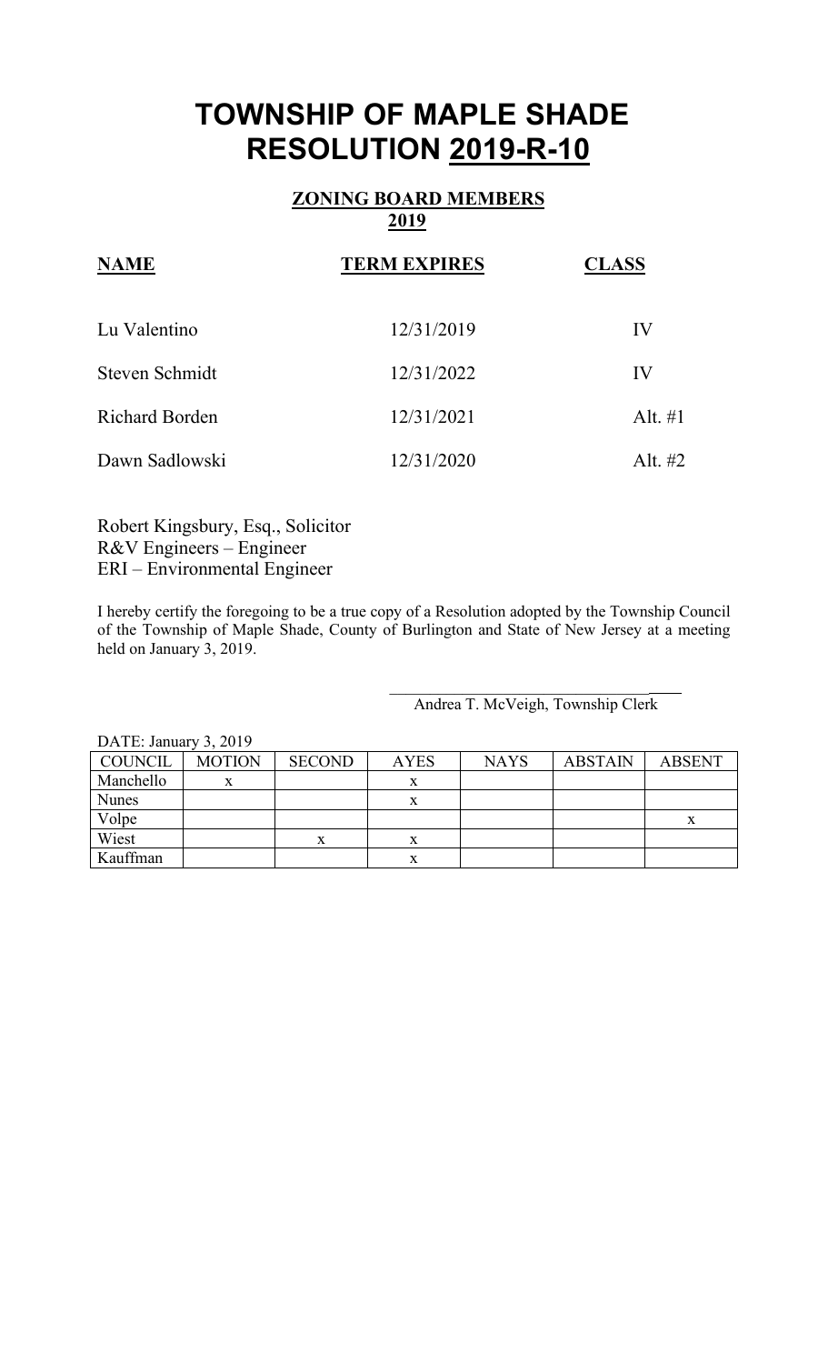# TOWNSHIP OF MAPLE SHADE
# RESOLUTION 2019-R-10

**ZONING BOARD MEMBERS**
**2019**

| NAME | TERM EXPIRES | CLASS |
|---|---|---|
| Lu Valentino | 12/31/2019 | IV |
| Steven Schmidt | 12/31/2022 | IV |
| Richard Borden | 12/31/2021 | Alt. #1 |
| Dawn Sadlowski | 12/31/2020 | Alt. #2 |

Robert Kingsbury, Esq., Solicitor
R&V Engineers – Engineer
ERI – Environmental Engineer

I hereby certify the foregoing to be a true copy of a Resolution adopted by the Township Council of the Township of Maple Shade, County of Burlington and State of New Jersey at a meeting held on January 3, 2019.

Andrea T. McVeigh, Township Clerk

DATE: January 3, 2019

| COUNCIL | MOTION | SECOND | AYES | NAYS | ABSTAIN | ABSENT |
|---|---|---|---|---|---|---|
| Manchello | x | | x | | | |
| Nunes | | | x | | | |
| Volpe | | | | | | x |
| Wiest | | x | x | | | |
| Kauffman | | | x | | | |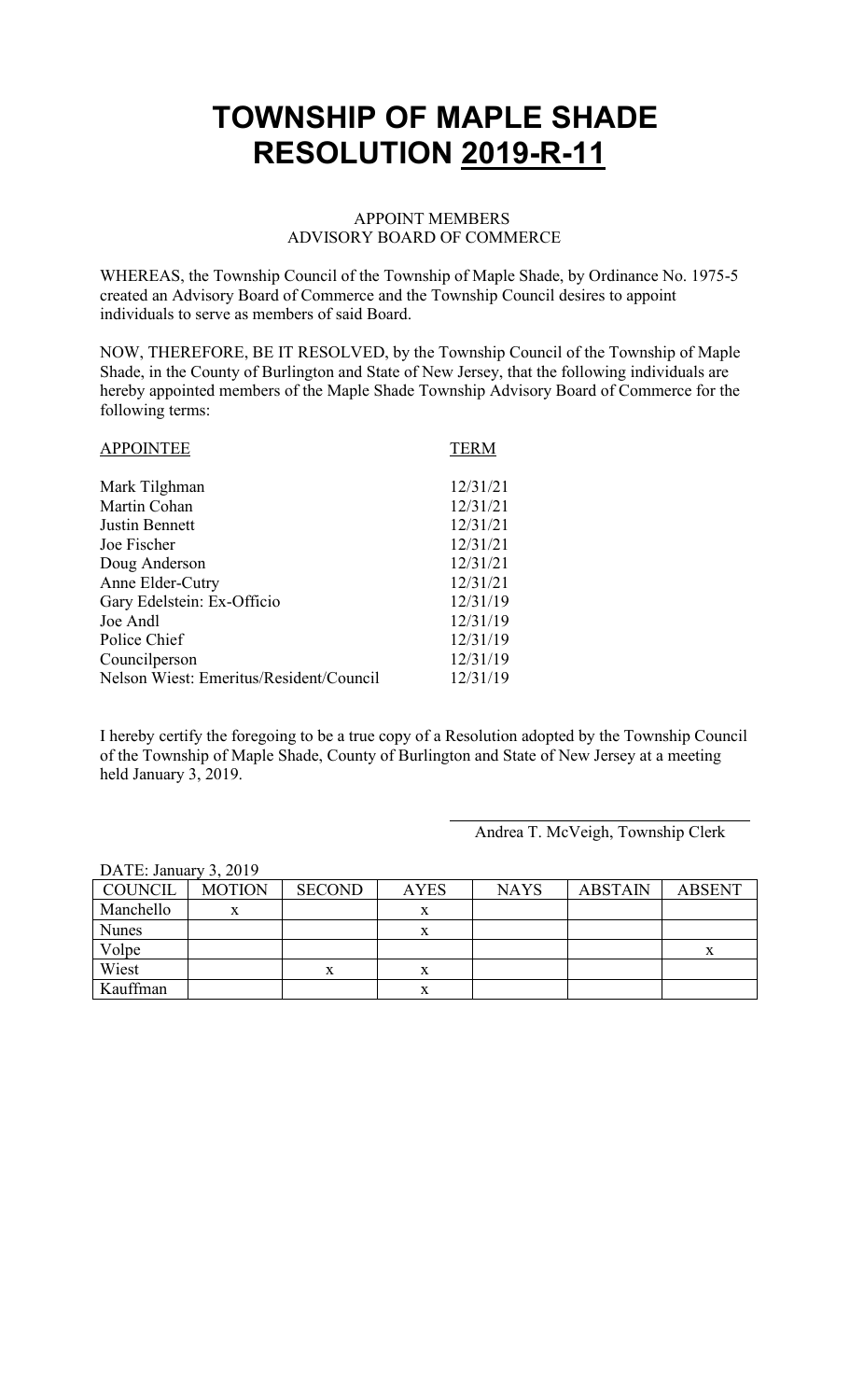# TOWNSHIP OF MAPLE SHADE
# RESOLUTION 2019-R-11

APPOINT MEMBERS
ADVISORY BOARD OF COMMERCE

WHEREAS, the Township Council of the Township of Maple Shade, by Ordinance No. 1975-5 created an Advisory Board of Commerce and the Township Council desires to appoint individuals to serve as members of said Board.

NOW, THEREFORE, BE IT RESOLVED, by the Township Council of the Township of Maple Shade, in the County of Burlington and State of New Jersey, that the following individuals are hereby appointed members of the Maple Shade Township Advisory Board of Commerce for the following terms:

| APPOINTEE | TERM |
|---|---|
| Mark Tilghman | 12/31/21 |
| Martin Cohan | 12/31/21 |
| Justin Bennett | 12/31/21 |
| Joe Fischer | 12/31/21 |
| Doug Anderson | 12/31/21 |
| Anne Elder-Cutry | 12/31/21 |
| Gary Edelstein: Ex-Officio | 12/31/19 |
| Joe Andl | 12/31/19 |
| Police Chief | 12/31/19 |
| Councilperson | 12/31/19 |
| Nelson Wiest: Emeritus/Resident/Council | 12/31/19 |

I hereby certify the foregoing to be a true copy of a Resolution adopted by the Township Council of the Township of Maple Shade, County of Burlington and State of New Jersey at a meeting held January 3, 2019.

Andrea T. McVeigh, Township Clerk

DATE: January 3, 2019

| COUNCIL | MOTION | SECOND | AYES | NAYS | ABSTAIN | ABSENT |
|---|---|---|---|---|---|---|
| Manchello | x | | x | | | |
| Nunes | | | x | | | |
| Volpe | | | | | | x |
| Wiest | | x | x | | | |
| Kauffman | | | x | | | |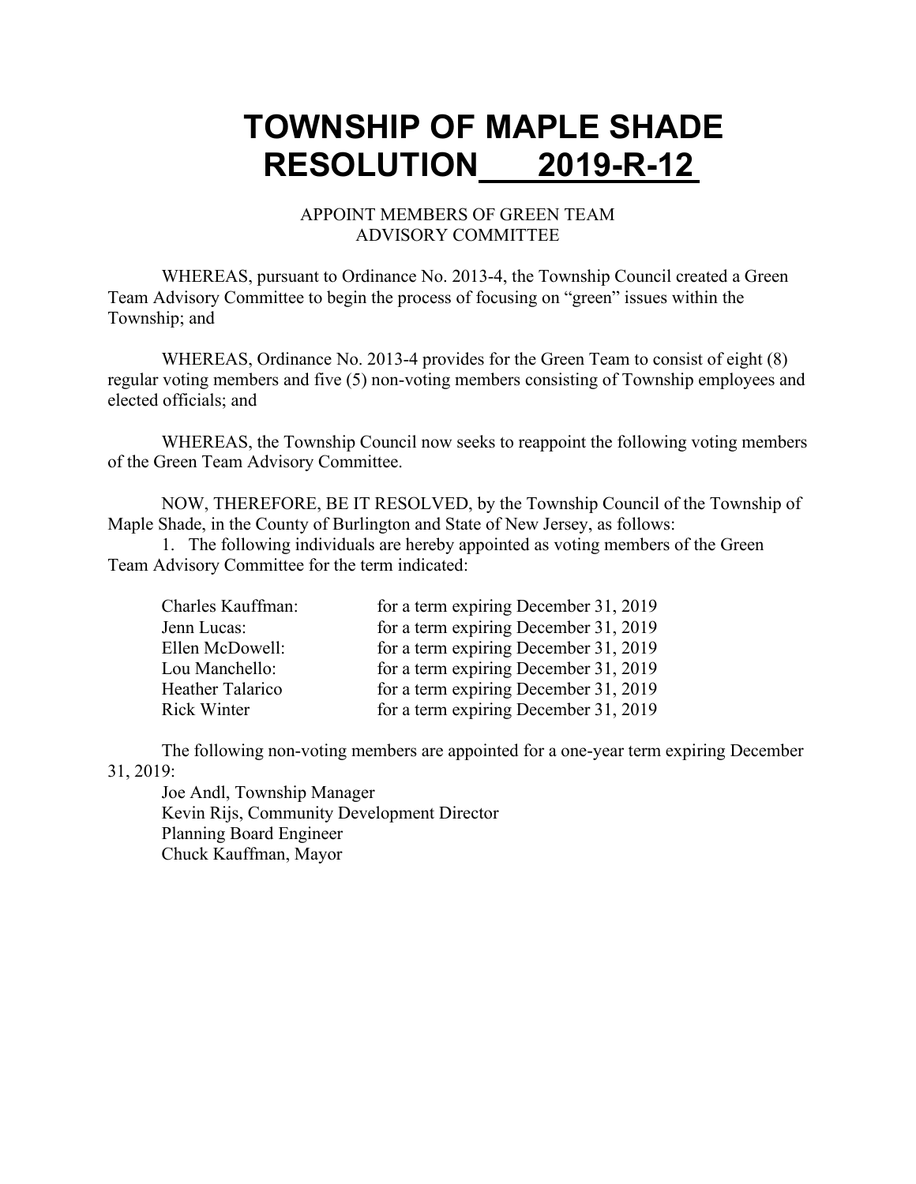# TOWNSHIP OF MAPLE SHADE
# RESOLUTION 2019-R-12

APPOINT MEMBERS OF GREEN TEAM
ADVISORY COMMITTEE

WHEREAS, pursuant to Ordinance No. 2013-4, the Township Council created a Green Team Advisory Committee to begin the process of focusing on "green" issues within the Township; and

WHEREAS, Ordinance No. 2013-4 provides for the Green Team to consist of eight (8) regular voting members and five (5) non-voting members consisting of Township employees and elected officials; and

WHEREAS, the Township Council now seeks to reappoint the following voting members of the Green Team Advisory Committee.

NOW, THEREFORE, BE IT RESOLVED, by the Township Council of the Township of Maple Shade, in the County of Burlington and State of New Jersey, as follows:

1. The following individuals are hereby appointed as voting members of the Green Team Advisory Committee for the term indicated:

| | |
|---|---|
| Charles Kauffman: | for a term expiring December 31, 2019 |
| Jenn Lucas: | for a term expiring December 31, 2019 |
| Ellen McDowell: | for a term expiring December 31, 2019 |
| Lou Manchello: | for a term expiring December 31, 2019 |
| Heather Talarico | for a term expiring December 31, 2019 |
| Rick Winter | for a term expiring December 31, 2019 |

The following non-voting members are appointed for a one-year term expiring December 31, 2019:

Joe Andl, Township Manager
Kevin Rijs, Community Development Director
Planning Board Engineer
Chuck Kauffman, Mayor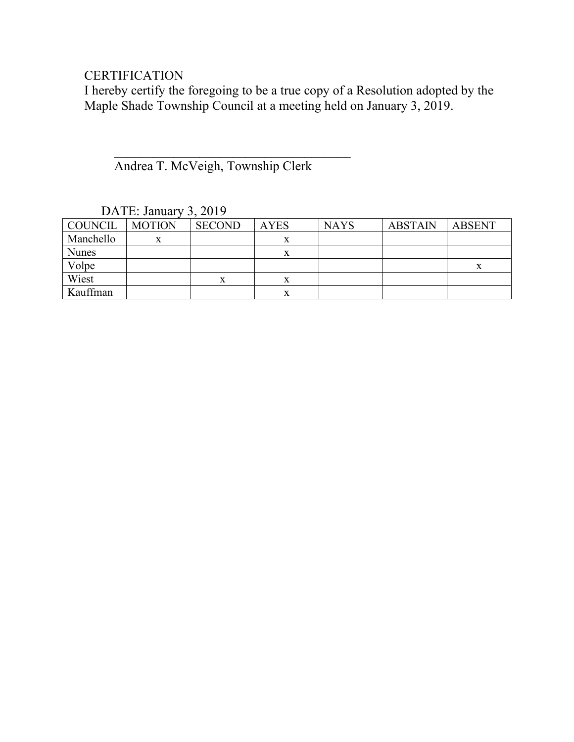CERTIFICATION

I hereby certify the foregoing to be a true copy of a Resolution adopted by the Maple Shade Township Council at a meeting held on January 3, 2019.

\_\_\_\_\_\_\_\_\_\_\_\_\_\_\_\_\_\_\_\_\_\_\_\_\_\_\_\_\_\_\_\_\_\_\_\_\_\_\_

Andrea T. McVeigh, Township Clerk

DATE: January 3, 2019

| COUNCIL | MOTION | SECOND | AYES | NAYS | ABSTAIN | ABSENT |
|---|---|---|---|---|---|---|
| Manchello | x | | x | | | |
| Nunes | | | x | | | |
| Volpe | | | | | | x |
| Wiest | | x | x | | | |
| Kauffman | | | x | | | |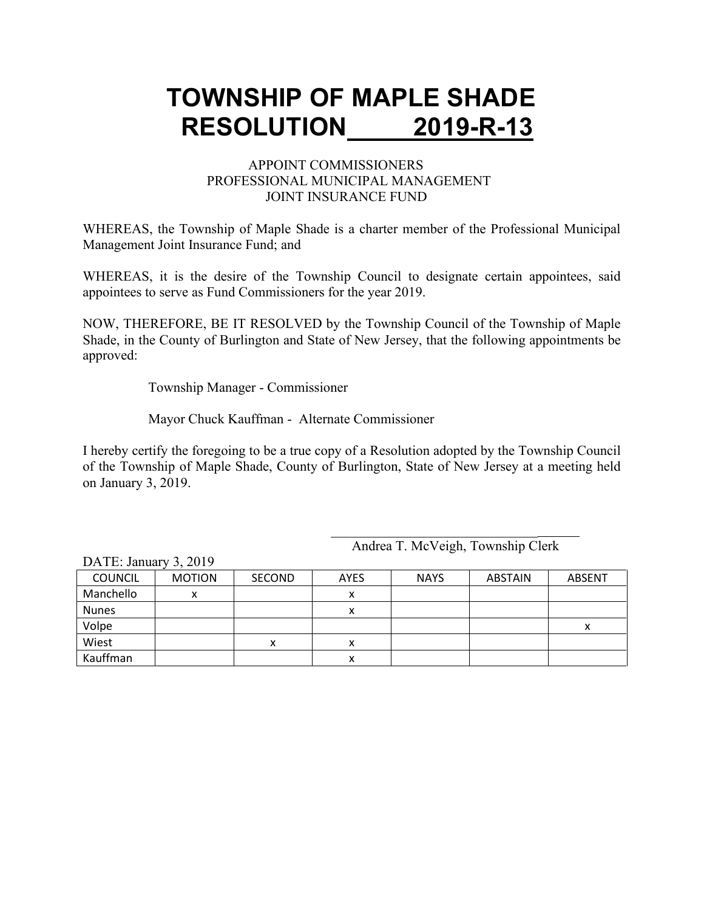# TOWNSHIP OF MAPLE SHADE
# RESOLUTION 2019-R-13

APPOINT COMMISSIONERS
PROFESSIONAL MUNICIPAL MANAGEMENT
JOINT INSURANCE FUND

WHEREAS, the Township of Maple Shade is a charter member of the Professional Municipal Management Joint Insurance Fund; and

WHEREAS, it is the desire of the Township Council to designate certain appointees, said appointees to serve as Fund Commissioners for the year 2019.

NOW, THEREFORE, BE IT RESOLVED by the Township Council of the Township of Maple Shade, in the County of Burlington and State of New Jersey, that the following appointments be approved:

Township Manager - Commissioner

Mayor Chuck Kauffman - Alternate Commissioner

I hereby certify the foregoing to be a true copy of a Resolution adopted by the Township Council of the Township of Maple Shade, County of Burlington, State of New Jersey at a meeting held on January 3, 2019.

Andrea T. McVeigh, Township Clerk

DATE: January 3, 2019

| COUNCIL | MOTION | SECOND | AYES | NAYS | ABSTAIN | ABSENT |
|---|---|---|---|---|---|---|
| Manchello | x | | x | | | |
| Nunes | | | x | | | |
| Volpe | | | | | | x |
| Wiest | | x | x | | | |
| Kauffman | | | x | | | |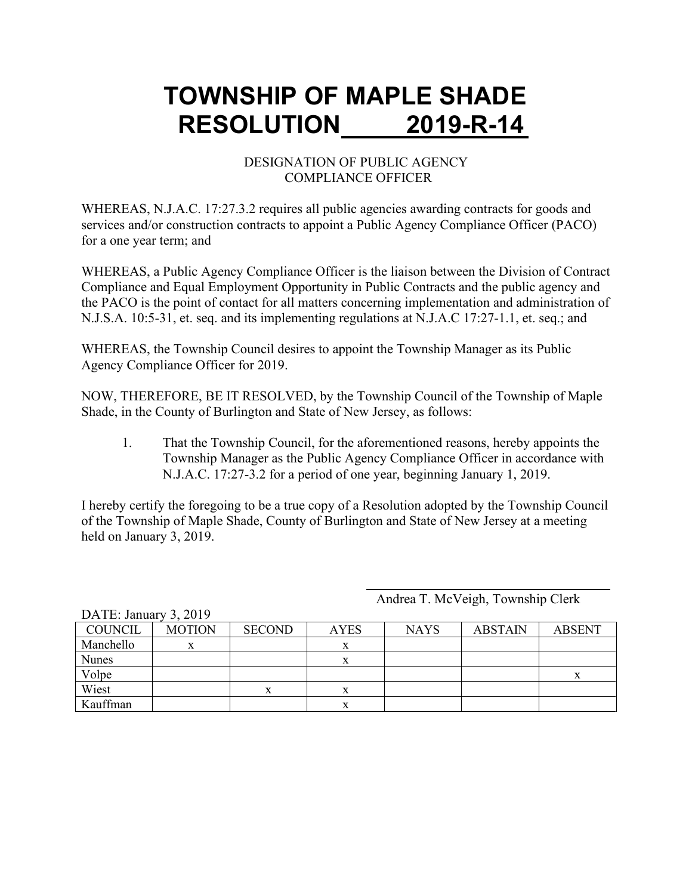# TOWNSHIP OF MAPLE SHADE
# RESOLUTION 2019-R-14

DESIGNATION OF PUBLIC AGENCY
COMPLIANCE OFFICER

WHEREAS, N.J.A.C. 17:27.3.2 requires all public agencies awarding contracts for goods and services and/or construction contracts to appoint a Public Agency Compliance Officer (PACO) for a one year term; and

WHEREAS, a Public Agency Compliance Officer is the liaison between the Division of Contract Compliance and Equal Employment Opportunity in Public Contracts and the public agency and the PACO is the point of contact for all matters concerning implementation and administration of N.J.S.A. 10:5-31, et. seq. and its implementing regulations at N.J.A.C 17:27-1.1, et. seq.; and

WHEREAS, the Township Council desires to appoint the Township Manager as its Public Agency Compliance Officer for 2019.

NOW, THEREFORE, BE IT RESOLVED, by the Township Council of the Township of Maple Shade, in the County of Burlington and State of New Jersey, as follows:

1. That the Township Council, for the aforementioned reasons, hereby appoints the Township Manager as the Public Agency Compliance Officer in accordance with N.J.A.C. 17:27-3.2 for a period of one year, beginning January 1, 2019.

I hereby certify the foregoing to be a true copy of a Resolution adopted by the Township Council of the Township of Maple Shade, County of Burlington and State of New Jersey at a meeting held on January 3, 2019.

Andrea T. McVeigh, Township Clerk

DATE: January 3, 2019

| COUNCIL | MOTION | SECOND | AYES | NAYS | ABSTAIN | ABSENT |
|---|---|---|---|---|---|---|
| Manchello | x | | x | | | |
| Nunes | | | x | | | |
| Volpe | | | | | | x |
| Wiest | | x | x | | | |
| Kauffman | | | x | | | |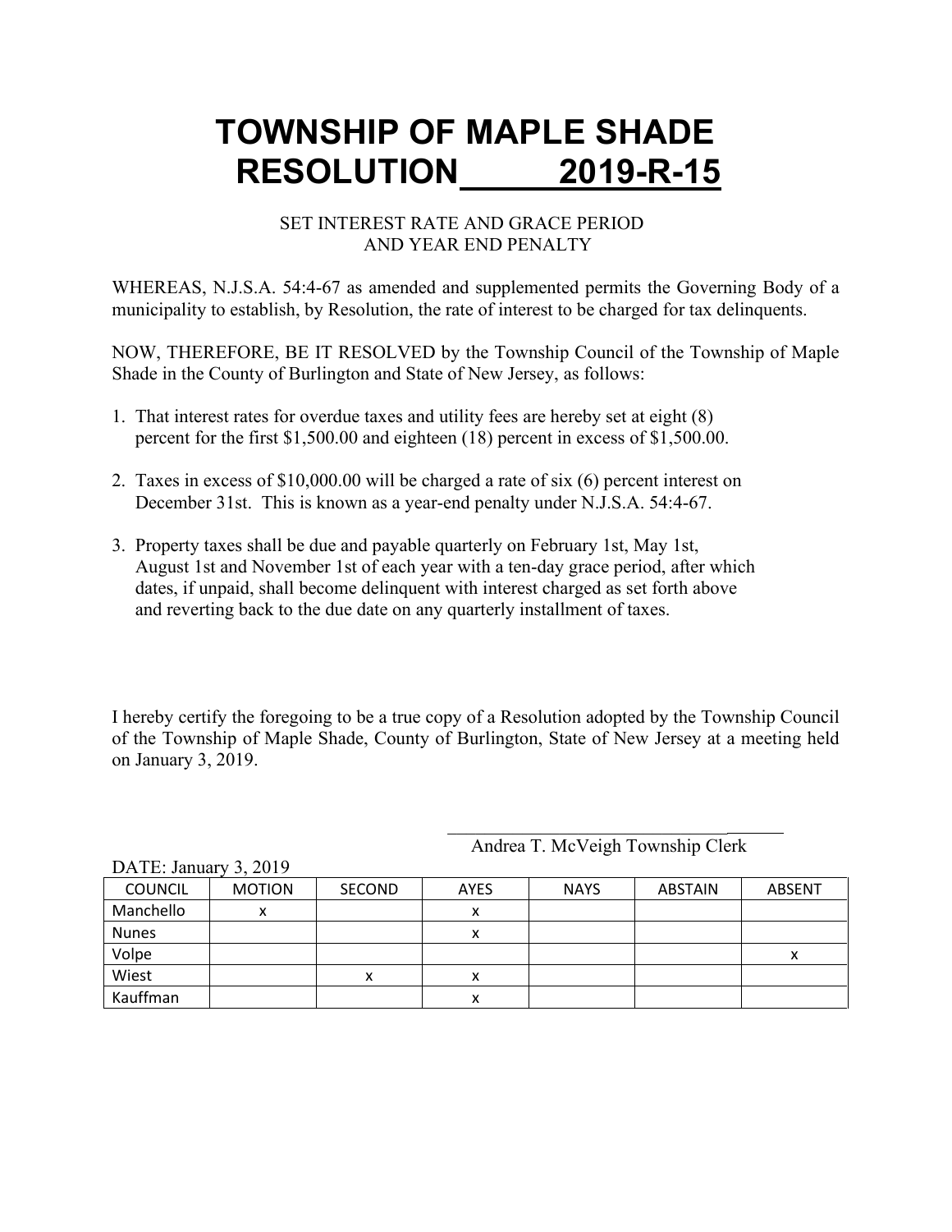# TOWNSHIP OF MAPLE SHADE
# RESOLUTION 2019-R-15

SET INTEREST RATE AND GRACE PERIOD
AND YEAR END PENALTY

WHEREAS, N.J.S.A. 54:4-67 as amended and supplemented permits the Governing Body of a municipality to establish, by Resolution, the rate of interest to be charged for tax delinquents.

NOW, THEREFORE, BE IT RESOLVED by the Township Council of the Township of Maple Shade in the County of Burlington and State of New Jersey, as follows:

1. That interest rates for overdue taxes and utility fees are hereby set at eight (8) percent for the first $1,500.00 and eighteen (18) percent in excess of $1,500.00.

2. Taxes in excess of $10,000.00 will be charged a rate of six (6) percent interest on December 31st. This is known as a year-end penalty under N.J.S.A. 54:4-67.

3. Property taxes shall be due and payable quarterly on February 1st, May 1st, August 1st and November 1st of each year with a ten-day grace period, after which dates, if unpaid, shall become delinquent with interest charged as set forth above and reverting back to the due date on any quarterly installment of taxes.

I hereby certify the foregoing to be a true copy of a Resolution adopted by the Township Council of the Township of Maple Shade, County of Burlington, State of New Jersey at a meeting held on January 3, 2019.

Andrea T. McVeigh Township Clerk

DATE: January 3, 2019

| COUNCIL | MOTION | SECOND | AYES | NAYS | ABSTAIN | ABSENT |
|---|---|---|---|---|---|---|
| Manchello | x | | x | | | |
| Nunes | | | x | | | |
| Volpe | | | | | | x |
| Wiest | | x | x | | | |
| Kauffman | | | x | | | |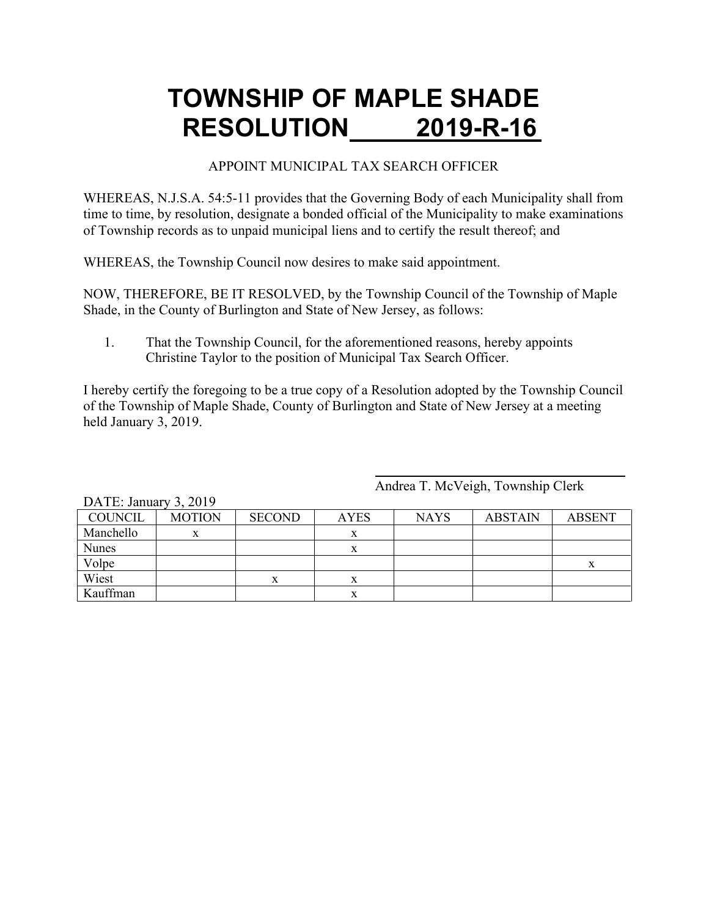# TOWNSHIP OF MAPLE SHADE RESOLUTION 2019-R-16

APPOINT MUNICIPAL TAX SEARCH OFFICER

WHEREAS, N.J.S.A. 54:5-11 provides that the Governing Body of each Municipality shall from time to time, by resolution, designate a bonded official of the Municipality to make examinations of Township records as to unpaid municipal liens and to certify the result thereof; and

WHEREAS, the Township Council now desires to make said appointment.

NOW, THEREFORE, BE IT RESOLVED, by the Township Council of the Township of Maple Shade, in the County of Burlington and State of New Jersey, as follows:

1. That the Township Council, for the aforementioned reasons, hereby appoints Christine Taylor to the position of Municipal Tax Search Officer.

I hereby certify the foregoing to be a true copy of a Resolution adopted by the Township Council of the Township of Maple Shade, County of Burlington and State of New Jersey at a meeting held January 3, 2019.

Andrea T. McVeigh, Township Clerk

DATE: January 3, 2019

| COUNCIL | MOTION | SECOND | AYES | NAYS | ABSTAIN | ABSENT |
|---|---|---|---|---|---|---|
| Manchello | x | | x | | | |
| Nunes | | | x | | | |
| Volpe | | | | | | x |
| Wiest | | x | x | | | |
| Kauffman | | | x | | | |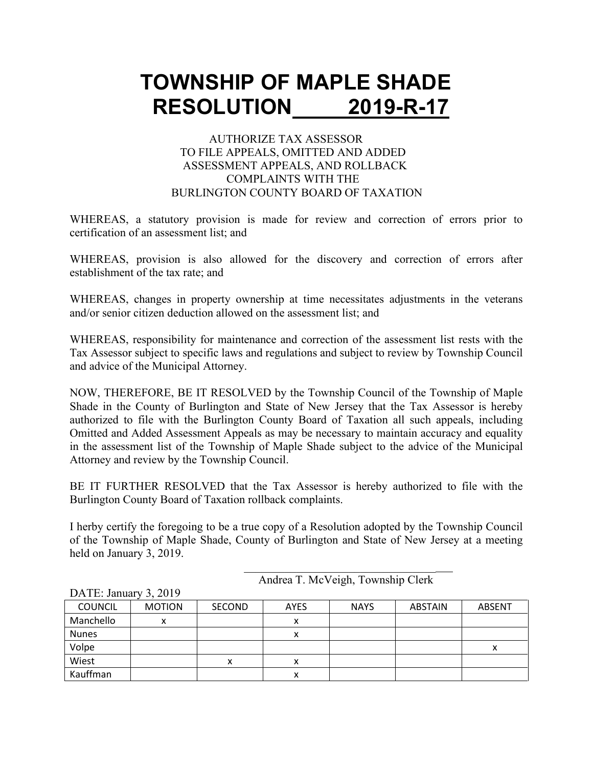# TOWNSHIP OF MAPLE SHADE
# RESOLUTION 2019-R-17

AUTHORIZE TAX ASSESSOR
TO FILE APPEALS, OMITTED AND ADDED
ASSESSMENT APPEALS, AND ROLLBACK
COMPLAINTS WITH THE
BURLINGTON COUNTY BOARD OF TAXATION

WHEREAS, a statutory provision is made for review and correction of errors prior to certification of an assessment list; and

WHEREAS, provision is also allowed for the discovery and correction of errors after establishment of the tax rate; and

WHEREAS, changes in property ownership at time necessitates adjustments in the veterans and/or senior citizen deduction allowed on the assessment list; and

WHEREAS, responsibility for maintenance and correction of the assessment list rests with the Tax Assessor subject to specific laws and regulations and subject to review by Township Council and advice of the Municipal Attorney.

NOW, THEREFORE, BE IT RESOLVED by the Township Council of the Township of Maple Shade in the County of Burlington and State of New Jersey that the Tax Assessor is hereby authorized to file with the Burlington County Board of Taxation all such appeals, including Omitted and Added Assessment Appeals as may be necessary to maintain accuracy and equality in the assessment list of the Township of Maple Shade subject to the advice of the Municipal Attorney and review by the Township Council.

BE IT FURTHER RESOLVED that the Tax Assessor is hereby authorized to file with the Burlington County Board of Taxation rollback complaints.

I herby certify the foregoing to be a true copy of a Resolution adopted by the Township Council of the Township of Maple Shade, County of Burlington and State of New Jersey at a meeting held on January 3, 2019.

\_\_\_\_\_\_\_\_\_\_\_\_\_\_\_\_\_\_\_\_\_\_\_\_\_\_\_\_\_\_\_\_\_\_\_\_
Andrea T. McVeigh, Township Clerk

DATE: January 3, 2019

| COUNCIL | MOTION | SECOND | AYES | NAYS | ABSTAIN | ABSENT |
|---|---|---|---|---|---|---|
| Manchello | x | | x | | | |
| Nunes | | | x | | | |
| Volpe | | | | | | x |
| Wiest | | x | x | | | |
| Kauffman | | | x | | | |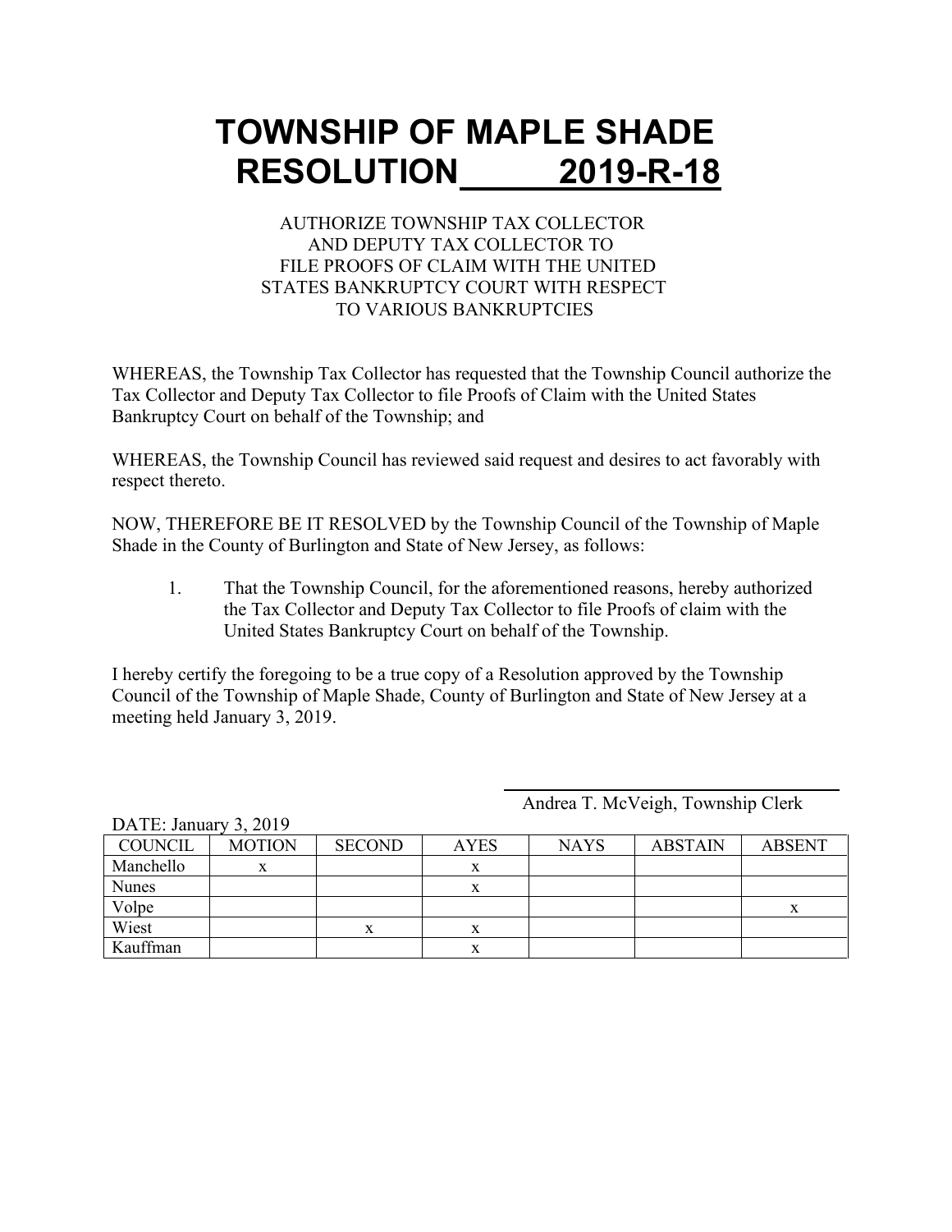# TOWNSHIP OF MAPLE SHADE
# RESOLUTION 2019-R-18

AUTHORIZE TOWNSHIP TAX COLLECTOR
AND DEPUTY TAX COLLECTOR TO
FILE PROOFS OF CLAIM WITH THE UNITED
STATES BANKRUPTCY COURT WITH RESPECT
TO VARIOUS BANKRUPTCIES

WHEREAS, the Township Tax Collector has requested that the Township Council authorize the Tax Collector and Deputy Tax Collector to file Proofs of Claim with the United States Bankruptcy Court on behalf of the Township; and

WHEREAS, the Township Council has reviewed said request and desires to act favorably with respect thereto.

NOW, THEREFORE BE IT RESOLVED by the Township Council of the Township of Maple Shade in the County of Burlington and State of New Jersey, as follows:

1. That the Township Council, for the aforementioned reasons, hereby authorized the Tax Collector and Deputy Tax Collector to file Proofs of claim with the United States Bankruptcy Court on behalf of the Township.

I hereby certify the foregoing to be a true copy of a Resolution approved by the Township Council of the Township of Maple Shade, County of Burlington and State of New Jersey at a meeting held January 3, 2019.

Andrea T. McVeigh, Township Clerk

DATE: January 3, 2019

| COUNCIL | MOTION | SECOND | AYES | NAYS | ABSTAIN | ABSENT |
|---|---|---|---|---|---|---|
| Manchello | x | | x | | | |
| Nunes | | | x | | | |
| Volpe | | | | | | x |
| Wiest | | x | x | | | |
| Kauffman | | | x | | | |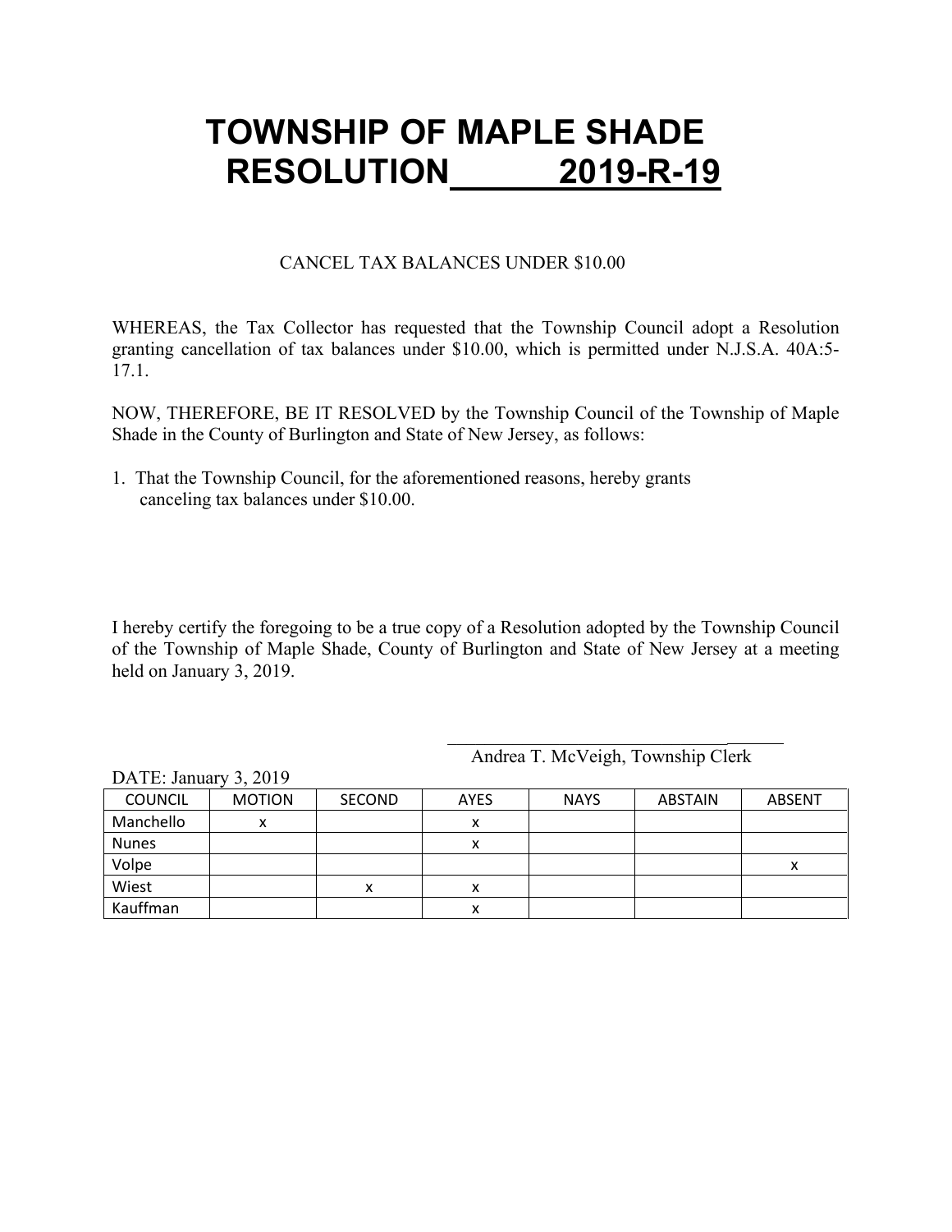# TOWNSHIP OF MAPLE SHADE
# RESOLUTION 2019-R-19

CANCEL TAX BALANCES UNDER $10.00

WHEREAS, the Tax Collector has requested that the Township Council adopt a Resolution granting cancellation of tax balances under $10.00, which is permitted under N.J.S.A. 40A:5-17.1.

NOW, THEREFORE, BE IT RESOLVED by the Township Council of the Township of Maple Shade in the County of Burlington and State of New Jersey, as follows:

1. That the Township Council, for the aforementioned reasons, hereby grants canceling tax balances under $10.00.

I hereby certify the foregoing to be a true copy of a Resolution adopted by the Township Council of the Township of Maple Shade, County of Burlington and State of New Jersey at a meeting held on January 3, 2019.

Andrea T. McVeigh, Township Clerk

DATE: January 3, 2019

| COUNCIL | MOTION | SECOND | AYES | NAYS | ABSTAIN | ABSENT |
|---|---|---|---|---|---|---|
| Manchello | x | | x | | | |
| Nunes | | | x | | | |
| Volpe | | | | | | x |
| Wiest | | x | x | | | |
| Kauffman | | | x | | | |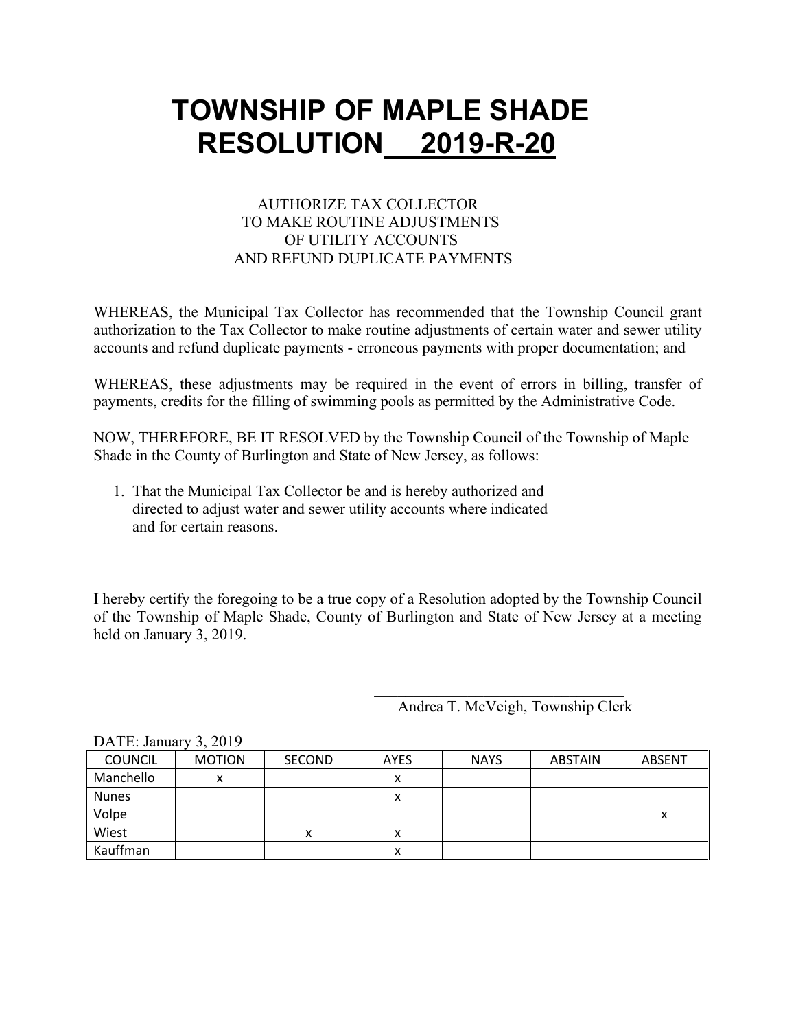# TOWNSHIP OF MAPLE SHADE
# RESOLUTION 2019-R-20

AUTHORIZE TAX COLLECTOR
TO MAKE ROUTINE ADJUSTMENTS
OF UTILITY ACCOUNTS
AND REFUND DUPLICATE PAYMENTS

WHEREAS, the Municipal Tax Collector has recommended that the Township Council grant authorization to the Tax Collector to make routine adjustments of certain water and sewer utility accounts and refund duplicate payments - erroneous payments with proper documentation; and

WHEREAS, these adjustments may be required in the event of errors in billing, transfer of payments, credits for the filling of swimming pools as permitted by the Administrative Code.

NOW, THEREFORE, BE IT RESOLVED by the Township Council of the Township of Maple Shade in the County of Burlington and State of New Jersey, as follows:

1. That the Municipal Tax Collector be and is hereby authorized and directed to adjust water and sewer utility accounts where indicated and for certain reasons.

I hereby certify the foregoing to be a true copy of a Resolution adopted by the Township Council of the Township of Maple Shade, County of Burlington and State of New Jersey at a meeting held on January 3, 2019.

Andrea T. McVeigh, Township Clerk

DATE: January 3, 2019

| COUNCIL | MOTION | SECOND | AYES | NAYS | ABSTAIN | ABSENT |
|---|---|---|---|---|---|---|
| Manchello | x | | x | | | |
| Nunes | | | x | | | |
| Volpe | | | | | | x |
| Wiest | | x | x | | | |
| Kauffman | | | x | | | |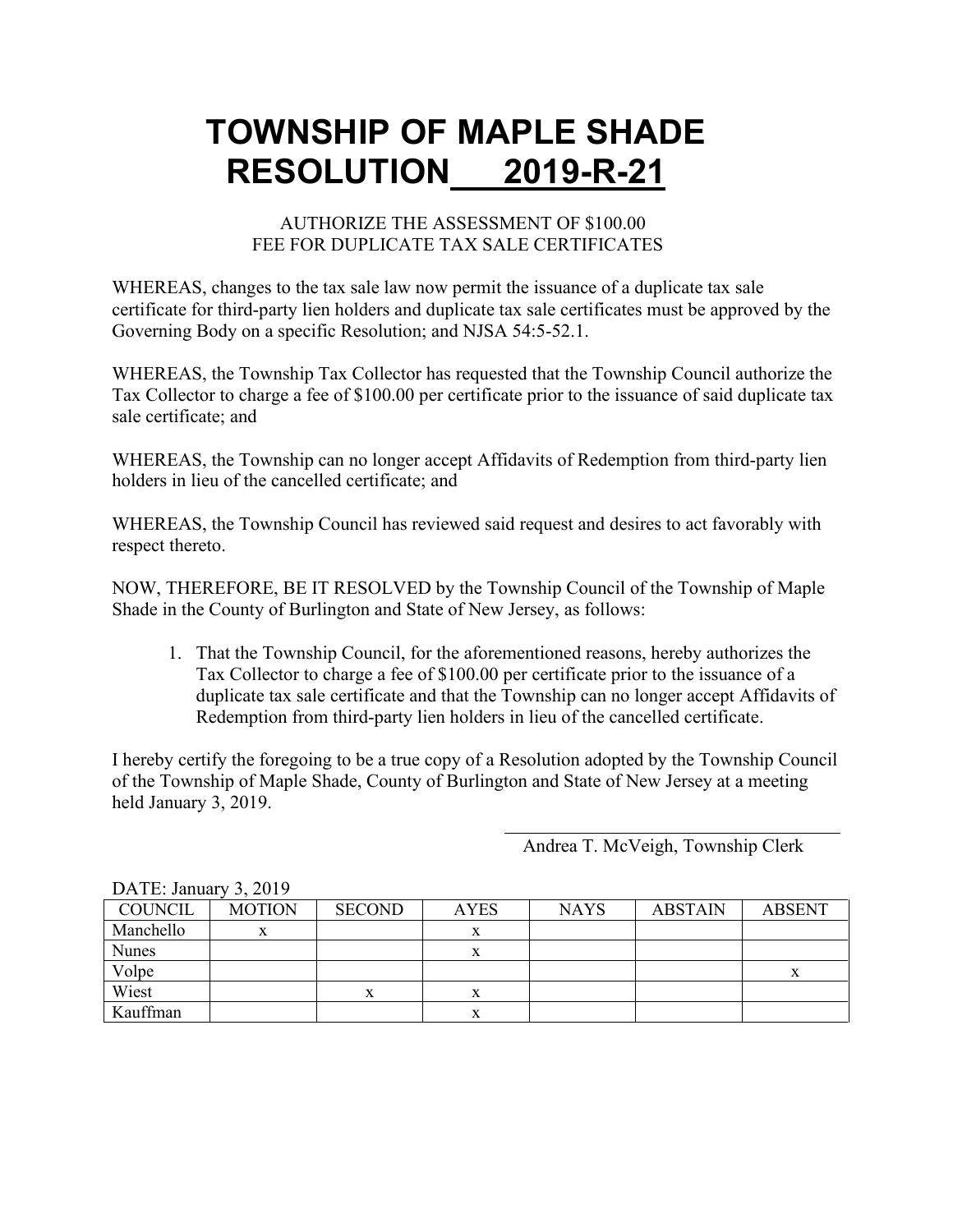# TOWNSHIP OF MAPLE SHADE
# RESOLUTION 2019-R-21

AUTHORIZE THE ASSESSMENT OF $100.00
FEE FOR DUPLICATE TAX SALE CERTIFICATES

WHEREAS, changes to the tax sale law now permit the issuance of a duplicate tax sale certificate for third-party lien holders and duplicate tax sale certificates must be approved by the Governing Body on a specific Resolution; and NJSA 54:5-52.1.

WHEREAS, the Township Tax Collector has requested that the Township Council authorize the Tax Collector to charge a fee of $100.00 per certificate prior to the issuance of said duplicate tax sale certificate; and

WHEREAS, the Township can no longer accept Affidavits of Redemption from third-party lien holders in lieu of the cancelled certificate; and

WHEREAS, the Township Council has reviewed said request and desires to act favorably with respect thereto.

NOW, THEREFORE, BE IT RESOLVED by the Township Council of the Township of Maple Shade in the County of Burlington and State of New Jersey, as follows:

1. That the Township Council, for the aforementioned reasons, hereby authorizes the Tax Collector to charge a fee of $100.00 per certificate prior to the issuance of a duplicate tax sale certificate and that the Township can no longer accept Affidavits of Redemption from third-party lien holders in lieu of the cancelled certificate.

I hereby certify the foregoing to be a true copy of a Resolution adopted by the Township Council of the Township of Maple Shade, County of Burlington and State of New Jersey at a meeting held January 3, 2019.

Andrea T. McVeigh, Township Clerk

DATE: January 3, 2019

| COUNCIL | MOTION | SECOND | AYES | NAYS | ABSTAIN | ABSENT |
|---|---|---|---|---|---|---|
| Manchello | x | | x | | | |
| Nunes | | | x | | | |
| Volpe | | | | | | x |
| Wiest | | x | x | | | |
| Kauffman | | | x | | | |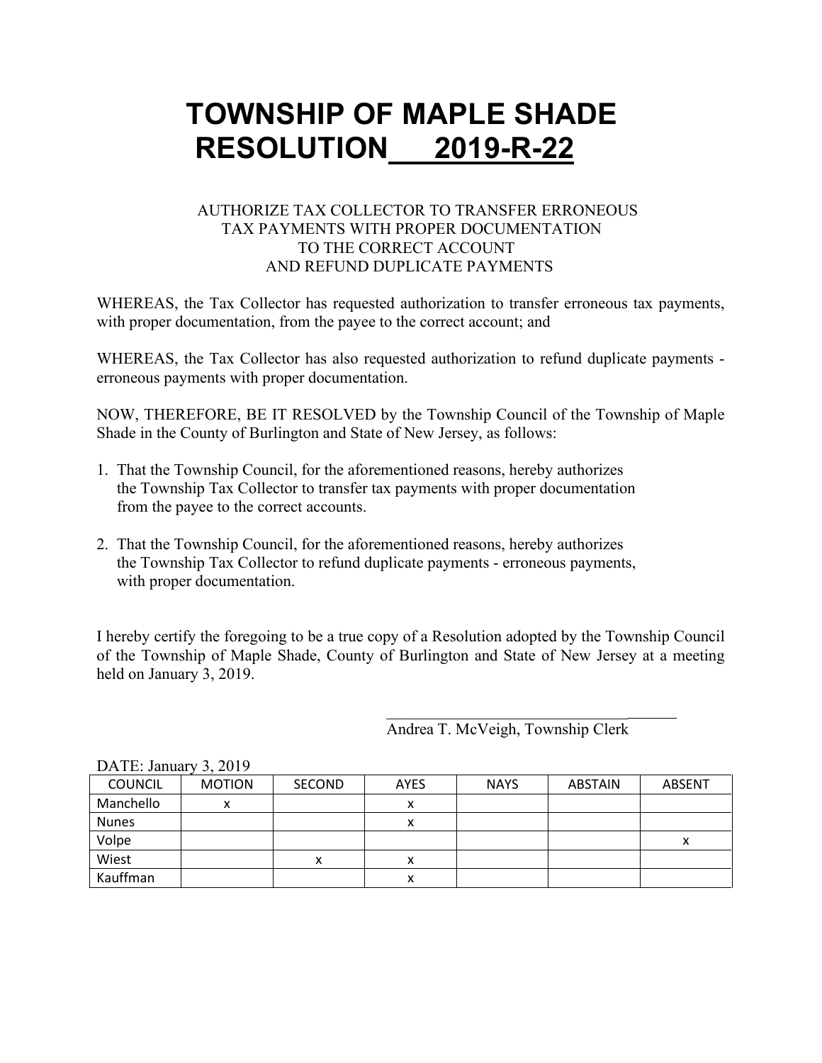# TOWNSHIP OF MAPLE SHADE
# RESOLUTION 2019-R-22

AUTHORIZE TAX COLLECTOR TO TRANSFER ERRONEOUS TAX PAYMENTS WITH PROPER DOCUMENTATION TO THE CORRECT ACCOUNT AND REFUND DUPLICATE PAYMENTS

WHEREAS, the Tax Collector has requested authorization to transfer erroneous tax payments, with proper documentation, from the payee to the correct account; and

WHEREAS, the Tax Collector has also requested authorization to refund duplicate payments - erroneous payments with proper documentation.

NOW, THEREFORE, BE IT RESOLVED by the Township Council of the Township of Maple Shade in the County of Burlington and State of New Jersey, as follows:

1. That the Township Council, for the aforementioned reasons, hereby authorizes the Township Tax Collector to transfer tax payments with proper documentation from the payee to the correct accounts.

2. That the Township Council, for the aforementioned reasons, hereby authorizes the Township Tax Collector to refund duplicate payments - erroneous payments, with proper documentation.

I hereby certify the foregoing to be a true copy of a Resolution adopted by the Township Council of the Township of Maple Shade, County of Burlington and State of New Jersey at a meeting held on January 3, 2019.

Andrea T. McVeigh, Township Clerk

DATE: January 3, 2019

| COUNCIL | MOTION | SECOND | AYES | NAYS | ABSTAIN | ABSENT |
|---|---|---|---|---|---|---|
| Manchello | x | | x | | | |
| Nunes | | | x | | | |
| Volpe | | | | | | x |
| Wiest | | x | x | | | |
| Kauffman | | | x | | | |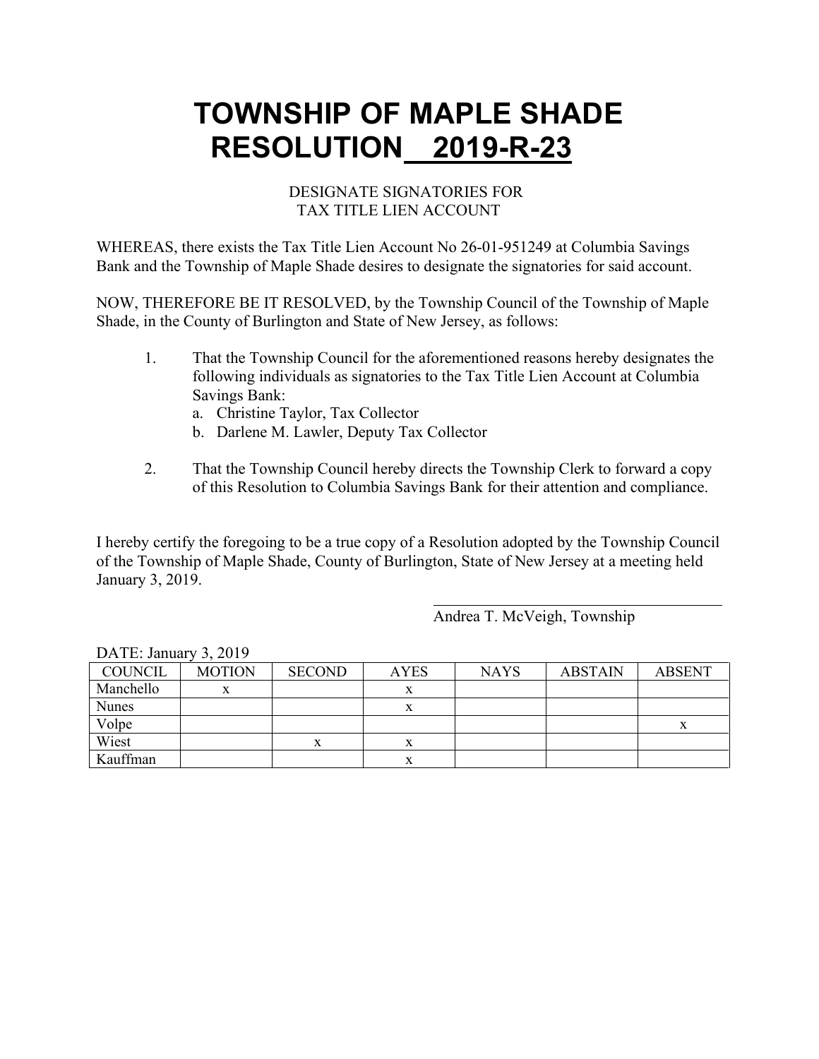# TOWNSHIP OF MAPLE SHADE
# RESOLUTION 2019-R-23

DESIGNATE SIGNATORIES FOR
TAX TITLE LIEN ACCOUNT

WHEREAS, there exists the Tax Title Lien Account No 26-01-951249 at Columbia Savings Bank and the Township of Maple Shade desires to designate the signatories for said account.

NOW, THEREFORE BE IT RESOLVED, by the Township Council of the Township of Maple Shade, in the County of Burlington and State of New Jersey, as follows:

1. That the Township Council for the aforementioned reasons hereby designates the following individuals as signatories to the Tax Title Lien Account at Columbia Savings Bank:
   a. Christine Taylor, Tax Collector
   b. Darlene M. Lawler, Deputy Tax Collector

2. That the Township Council hereby directs the Township Clerk to forward a copy of this Resolution to Columbia Savings Bank for their attention and compliance.

I hereby certify the foregoing to be a true copy of a Resolution adopted by the Township Council of the Township of Maple Shade, County of Burlington, State of New Jersey at a meeting held January 3, 2019.

Andrea T. McVeigh, Township

DATE: January 3, 2019

| COUNCIL | MOTION | SECOND | AYES | NAYS | ABSTAIN | ABSENT |
|---|---|---|---|---|---|---|
| Manchello | x | | x | | | |
| Nunes | | | x | | | |
| Volpe | | | | | | x |
| Wiest | | x | x | | | |
| Kauffman | | | x | | | |